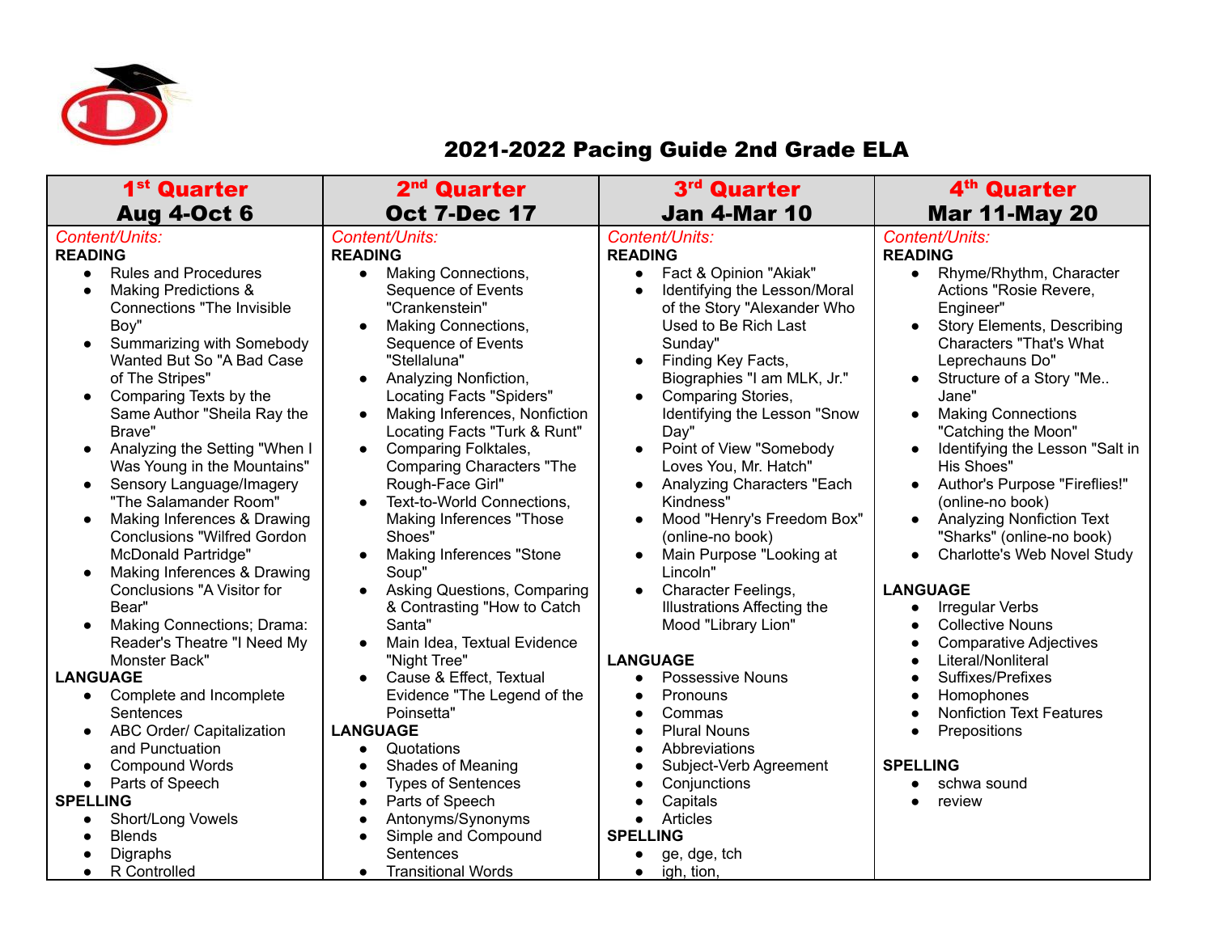# 2021-2022 Pacing Guide 2nd Grade ELA

| 1st Quarter<br>Aug 4-Oct 6 | 2nd Quarter<br>Oct 7-Dec 17 | 3rd Quarter<br>Jan 4-Mar 10 | 4th Quarter<br>Mar 11-May 20 |
|---|---|---|---|
| *Content/Units:*<br>**READING**<br>● Rules and Procedures<br>● Making Predictions & Connections "The Invisible Boy"<br>● Summarizing with Somebody Wanted But So "A Bad Case of The Stripes"<br>● Comparing Texts by the Same Author "Sheila Ray the Brave"<br>● Analyzing the Setting "When I Was Young in the Mountains"<br>● Sensory Language/Imagery "The Salamander Room"<br>● Making Inferences & Drawing Conclusions "Wilfred Gordon McDonald Partridge"<br>● Making Inferences & Drawing Conclusions "A Visitor for Bear"<br>● Making Connections; Drama: Reader's Theatre "I Need My Monster Back"<br>**LANGUAGE**<br>● Complete and Incomplete Sentences<br>● ABC Order/ Capitalization and Punctuation<br>● Compound Words<br>● Parts of Speech<br>**SPELLING**<br>● Short/Long Vowels<br>● Blends<br>● Digraphs<br>● R Controlled | *Content/Units:*<br>**READING**<br>● Making Connections, Sequence of Events "Crankenstein"<br>● Making Connections, Sequence of Events "Stellaluna"<br>● Analyzing Nonfiction, Locating Facts "Spiders"<br>● Making Inferences, Nonfiction Locating Facts "Turk & Runt"<br>● Comparing Folktales, Comparing Characters "The Rough-Face Girl"<br>● Text-to-World Connections, Making Inferences "Those Shoes"<br>● Making Inferences "Stone Soup"<br>● Asking Questions, Comparing & Contrasting "How to Catch Santa"<br>● Main Idea, Textual Evidence "Night Tree"<br>● Cause & Effect, Textual Evidence "The Legend of the Poinsetta"<br>**LANGUAGE**<br>● Quotations<br>● Shades of Meaning<br>● Types of Sentences<br>● Parts of Speech<br>● Antonyms/Synonyms<br>● Simple and Compound Sentences<br>● Transitional Words | *Content/Units:*<br>**READING**<br>● Fact & Opinion "Akiak"<br>● Identifying the Lesson/Moral of the Story "Alexander Who Used to Be Rich Last Sunday"<br>● Finding Key Facts, Biographies "I am MLK, Jr."<br>● Comparing Stories, Identifying the Lesson "Snow Day"<br>● Point of View "Somebody Loves You, Mr. Hatch"<br>● Analyzing Characters "Each Kindness"<br>● Mood "Henry's Freedom Box" (online-no book)<br>● Main Purpose "Looking at Lincoln"<br>● Character Feelings, Illustrations Affecting the Mood "Library Lion"<br>**LANGUAGE**<br>● Possessive Nouns<br>● Pronouns<br>● Commas<br>● Plural Nouns<br>● Abbreviations<br>● Subject-Verb Agreement<br>● Conjunctions<br>● Capitals<br>● Articles<br>**SPELLING**<br>● ge, dge, tch<br>● igh, tion, | *Content/Units:*<br>**READING**<br>● Rhyme/Rhythm, Character Actions "Rosie Revere, Engineer"<br>● Story Elements, Describing Characters "That's What Leprechauns Do"<br>● Structure of a Story "Me.. Jane"<br>● Making Connections "Catching the Moon"<br>● Identifying the Lesson "Salt in His Shoes"<br>● Author's Purpose "Fireflies!" (online-no book)<br>● Analyzing Nonfiction Text "Sharks" (online-no book)<br>● Charlotte's Web Novel Study<br><br>**LANGUAGE**<br>● Irregular Verbs<br>● Collective Nouns<br>● Comparative Adjectives<br>● Literal/Nonliteral<br>● Suffixes/Prefixes<br>● Homophones<br>● Nonfiction Text Features<br>● Prepositions<br><br>**SPELLING**<br>● schwa sound<br>● review |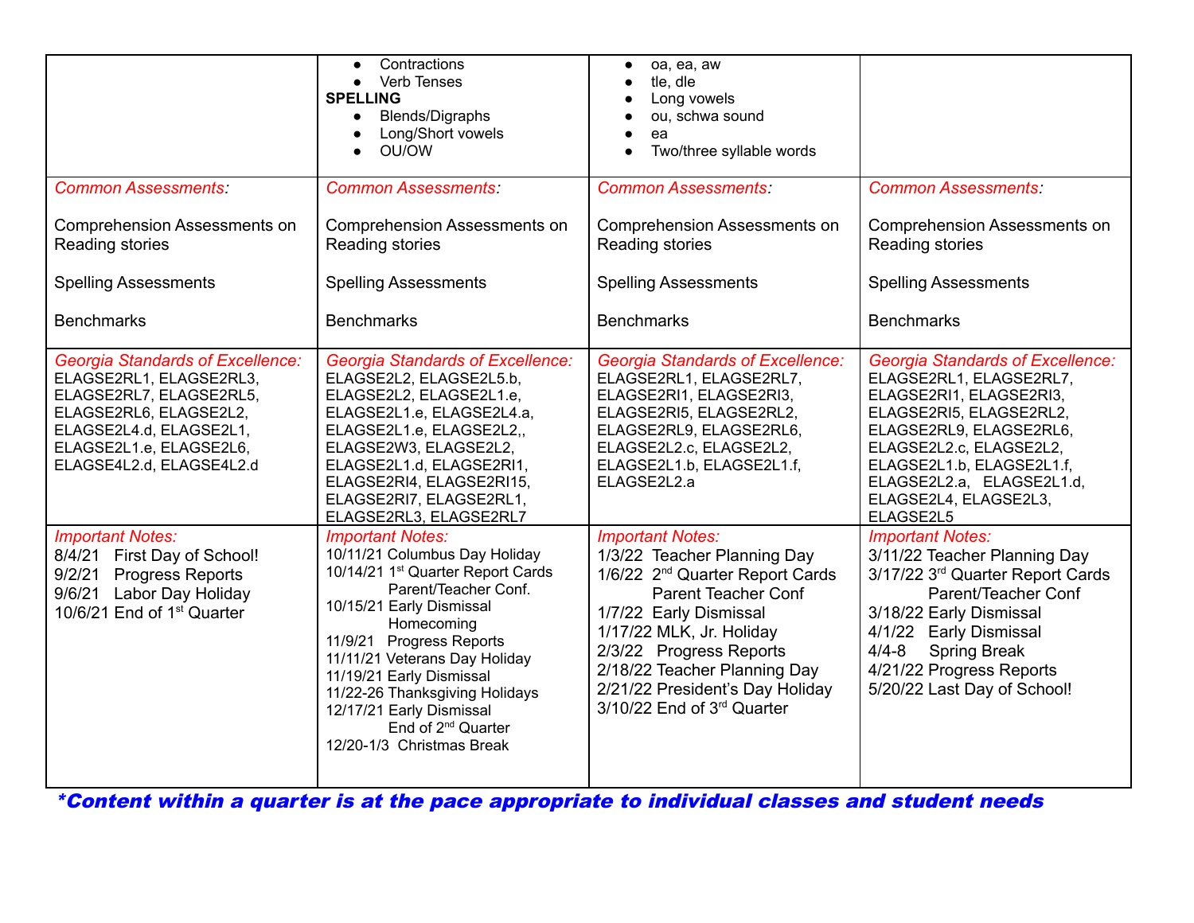| | | | |
|---|---|---|---|
| | • Contractions<br>• Verb Tenses<br>**SPELLING**<br>• Blends/Digraphs<br>• Long/Short vowels<br>• OU/OW | • oa, ea, aw<br>• tle, dle<br>• Long vowels<br>• ou, schwa sound<br>• ea<br>• Two/three syllable words | |
| *Common Assessments:*<br><br>Comprehension Assessments on Reading stories<br><br>Spelling Assessments<br><br>Benchmarks | *Common Assessments:*<br><br>Comprehension Assessments on Reading stories<br><br>Spelling Assessments<br><br>Benchmarks | *Common Assessments:*<br><br>Comprehension Assessments on Reading stories<br><br>Spelling Assessments<br><br>Benchmarks | *Common Assessments:*<br><br>Comprehension Assessments on Reading stories<br><br>Spelling Assessments<br><br>Benchmarks |
| *Georgia Standards of Excellence:*<br>ELAGSE2RL1, ELAGSE2RL3, ELAGSE2RL7, ELAGSE2RL5, ELAGSE2RL6, ELAGSE2L2, ELAGSE2L4.d, ELAGSE2L1, ELAGSE2L1.e, ELAGSE2L6, ELAGSE4L2.d, ELAGSE4L2.d | *Georgia Standards of Excellence:*<br>ELAGSE2L2, ELAGSE2L5.b, ELAGSE2L2, ELAGSE2L1.e, ELAGSE2L1.e, ELAGSE2L4.a, ELAGSE2L1.e, ELAGSE2L2,, ELAGSE2W3, ELAGSE2L2, ELAGSE2L1.d, ELAGSE2RI1, ELAGSE2RI4, ELAGSE2RI15, ELAGSE2RI7, ELAGSE2RL1, ELAGSE2RL3, ELAGSE2RL7 | *Georgia Standards of Excellence:*<br>ELAGSE2RL1, ELAGSE2RL7, ELAGSE2RI1, ELAGSE2RI3, ELAGSE2RI5, ELAGSE2RL2, ELAGSE2RL9, ELAGSE2RL6, ELAGSE2L2.c, ELAGSE2L2, ELAGSE2L1.b, ELAGSE2L1.f, ELAGSE2L2.a | *Georgia Standards of Excellence:*<br>ELAGSE2RL1, ELAGSE2RL7, ELAGSE2RI1, ELAGSE2RI3, ELAGSE2RI5, ELAGSE2RL2, ELAGSE2RL9, ELAGSE2RL6, ELAGSE2L2.c, ELAGSE2L2, ELAGSE2L1.b, ELAGSE2L1.f, ELAGSE2L2.a, ELAGSE2L1.d, ELAGSE2L4, ELAGSE2L3, ELAGSE2L5 |
| *Important Notes:*<br>8/4/21 First Day of School!<br>9/2/21 Progress Reports<br>9/6/21 Labor Day Holiday<br>10/6/21 End of 1st Quarter | *Important Notes:*<br>10/11/21 Columbus Day Holiday<br>10/14/21 1st Quarter Report Cards Parent/Teacher Conf.<br>10/15/21 Early Dismissal Homecoming<br>11/9/21 Progress Reports<br>11/11/21 Veterans Day Holiday<br>11/19/21 Early Dismissal<br>11/22-26 Thanksgiving Holidays<br>12/17/21 Early Dismissal End of 2nd Quarter<br>12/20-1/3 Christmas Break | *Important Notes:*<br>1/3/22 Teacher Planning Day<br>1/6/22 2nd Quarter Report Cards Parent Teacher Conf<br>1/7/22 Early Dismissal<br>1/17/22 MLK, Jr. Holiday<br>2/3/22 Progress Reports<br>2/18/22 Teacher Planning Day<br>2/21/22 President's Day Holiday<br>3/10/22 End of 3rd Quarter | *Important Notes:*<br>3/11/22 Teacher Planning Day<br>3/17/22 3rd Quarter Report Cards Parent/Teacher Conf<br>3/18/22 Early Dismissal<br>4/1/22 Early Dismissal<br>4/4-8 Spring Break<br>4/21/22 Progress Reports<br>5/20/22 Last Day of School! |

***Content within a quarter is at the pace appropriate to individual classes and student needs***